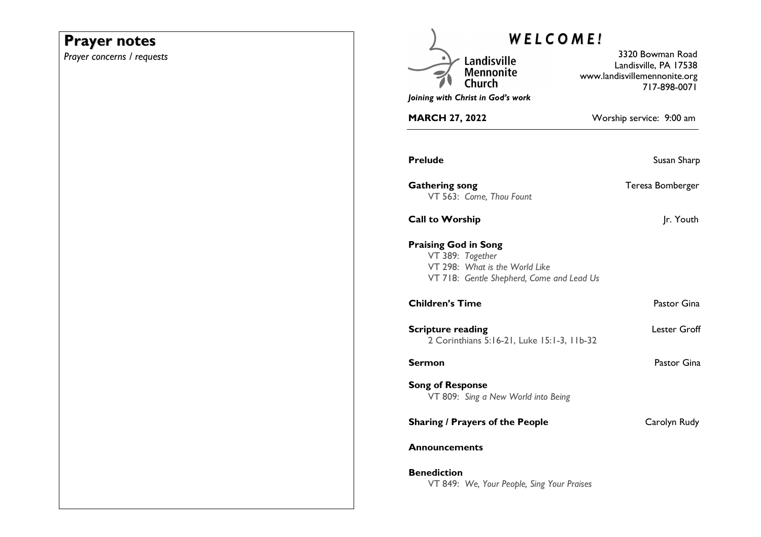## Prayer notes

*Prayer concerns / requests*

# *W E L C O M E !*

Landisville Mennonite Church

*Joining with Christ in God's work*

3320 Bowman Road
Landisville, PA 17538
www.landisvillemennonite.org
717-898-0071

**MARCH 27, 2022** Worship service: 9:00 am

---

**Prelude** Susan Sharp

**Gathering song** Teresa Bomberger
VT 563: *Come, Thou Fount*

**Call to Worship** Jr. Youth

**Praising God in Song**
VT 389: *Together*
VT 298: *What is the World Like*
VT 718: *Gentle Shepherd, Come and Lead Us*

**Children's Time** Pastor Gina

**Scripture reading** Lester Groff
2 Corinthians 5:16-21, Luke 15:1-3, 11b-32

**Sermon** Pastor Gina

**Song of Response**
VT 809: *Sing a New World into Being*

**Sharing / Prayers of the People** Carolyn Rudy

**Announcements**

**Benediction**
VT 849: *We, Your People, Sing Your Praises*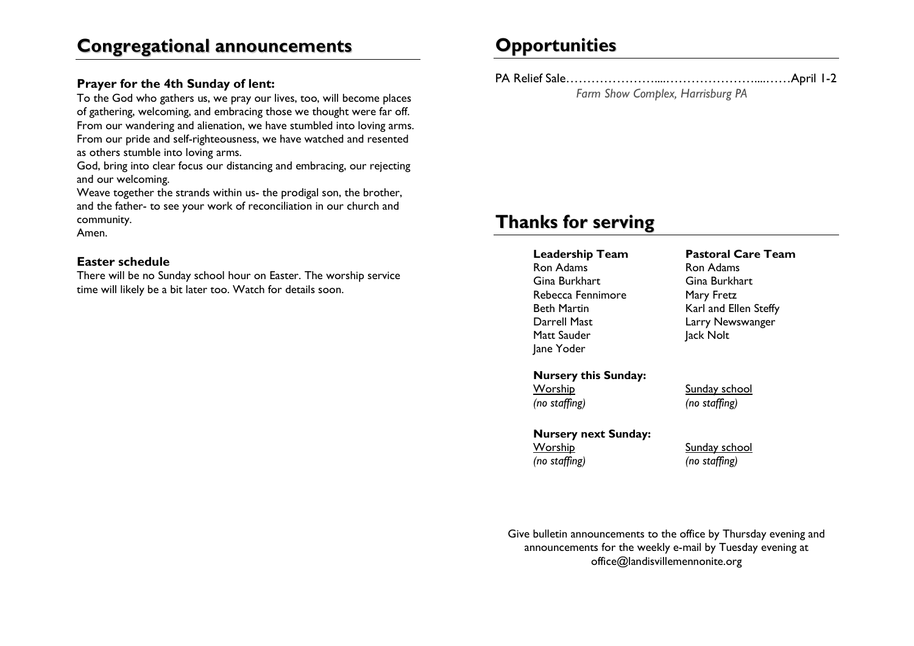## Congregational announcements

**Prayer for the 4th Sunday of lent:**

To the God who gathers us, we pray our lives, too, will become places of gathering, welcoming, and embracing those we thought were far off.
From our wandering and alienation, we have stumbled into loving arms.
From our pride and self-righteousness, we have watched and resented as others stumble into loving arms.
God, bring into clear focus our distancing and embracing, our rejecting and our welcoming.
Weave together the strands within us- the prodigal son, the brother, and the father- to see your work of reconciliation in our church and community.
Amen.

### Easter schedule

There will be no Sunday school hour on Easter. The worship service time will likely be a bit later too. Watch for details soon.

## Opportunities

PA Relief Sale………………….....…………………......……April 1-2
*Farm Show Complex, Harrisburg PA*

## Thanks for serving

| **Leadership Team** | **Pastoral Care Team** |
|---|---|
| Ron Adams | Ron Adams |
| Gina Burkhart | Gina Burkhart |
| Rebecca Fennimore | Mary Fretz |
| Beth Martin | Karl and Ellen Steffy |
| Darrell Mast | Larry Newswanger |
| Matt Sauder | Jack Nolt |
| Jane Yoder | |

**Nursery this Sunday:**

| Worship | Sunday school |
|---|---|
| *(no staffing)* | *(no staffing)* |

**Nursery next Sunday:**

| Worship | Sunday school |
|---|---|
| *(no staffing)* | *(no staffing)* |

Give bulletin announcements to the office by Thursday evening and announcements for the weekly e-mail by Tuesday evening at office@landisvillemennonite.org